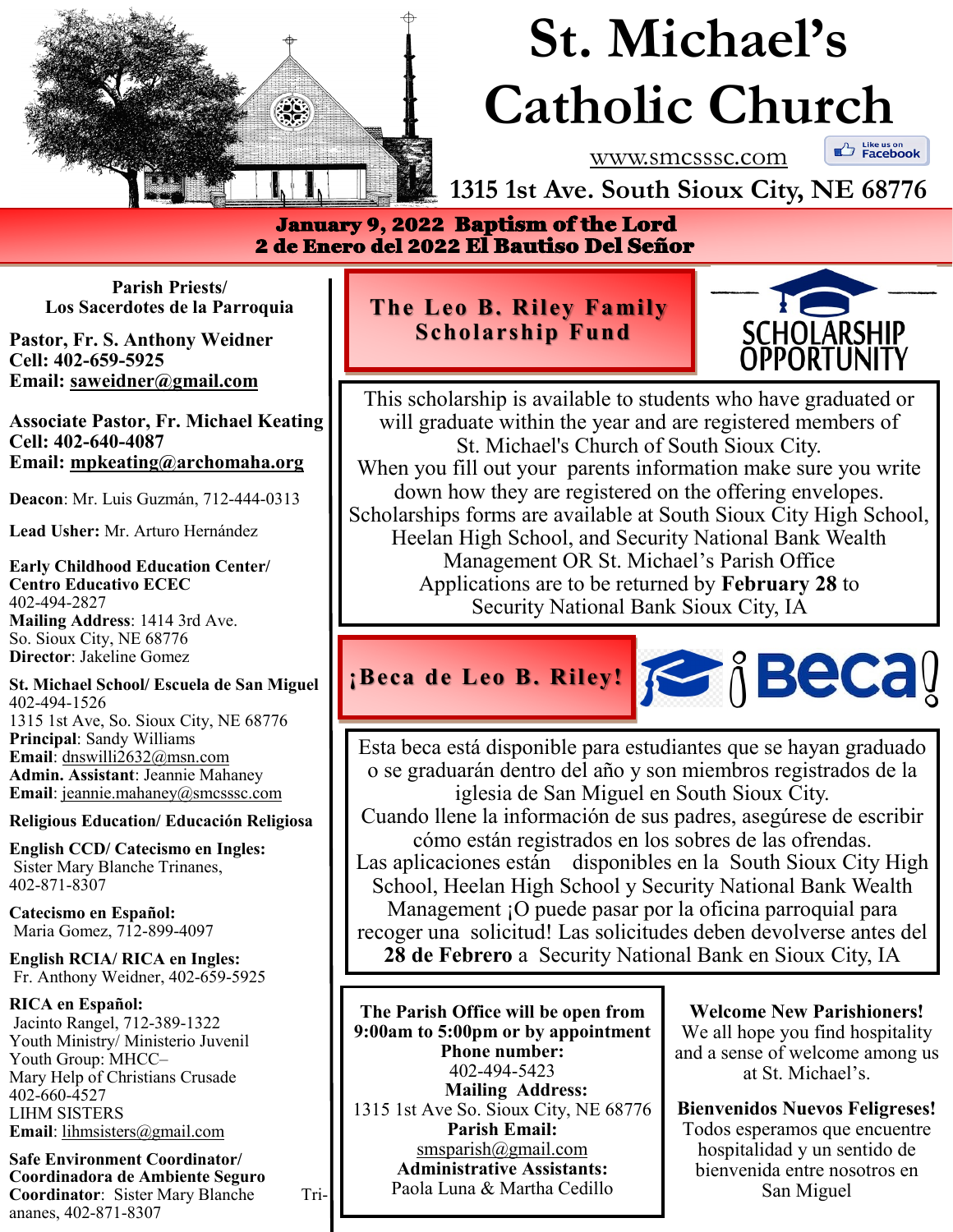# St. Michael's Catholic Church

www.smcsssc.com

Like us on Facebook

**1315 1st Ave. South Sioux City, NE 68776**

**January 9, 2022 Baptism of the Lord**
**2 de Enero del 2022 El Bautiso Del Señor**

**Parish Priests/ Los Sacerdotes de la Parroquia**

**Pastor, Fr. S. Anthony Weidner**
**Cell: 402-659-5925**
**Email: saweidner@gmail.com**

**Associate Pastor, Fr. Michael Keating**
**Cell: 402-640-4087**
**Email: mpkeating@archomaha.org**

**Deacon**: Mr. Luis Guzmán, 712-444-0313

**Lead Usher:** Mr. Arturo Hernández

**Early Childhood Education Center/ Centro Educativo ECEC**
402-494-2827
**Mailing Address**: 1414 3rd Ave. So. Sioux City, NE 68776
**Director**: Jakeline Gomez

**St. Michael School/ Escuela de San Miguel**
402-494-1526
1315 1st Ave, So. Sioux City, NE 68776
**Principal**: Sandy Williams
**Email**: dnswilli2632@msn.com
**Admin. Assistant**: Jeannie Mahaney
**Email**: jeannie.mahaney@smcsssc.com

**Religious Education/ Educación Religiosa**

**English CCD/ Catecismo en Ingles:**
Sister Mary Blanche Trinanes, 402-871-8307

**Catecismo en Español:**
Maria Gomez, 712-899-4097

**English RCIA/ RICA en Ingles:**
Fr. Anthony Weidner, 402-659-5925

**RICA en Español:**
Jacinto Rangel, 712-389-1322
Youth Ministry/ Ministerio Juvenil
Youth Group: MHCC– Mary Help of Christians Crusade
402-660-4527
LIHM SISTERS
**Email**: lihmsisters@gmail.com

**Safe Environment Coordinator/ Coordinadora de Ambiente Seguro**
**Coordinator**: Sister Mary Blanche Tri-ananes, 402-871-8307

## The Leo B. Riley Family Scholarship Fund

SCHOLARSHIP OPPORTUNITY

This scholarship is available to students who have graduated or will graduate within the year and are registered members of St. Michael's Church of South Sioux City.
When you fill out your parents information make sure you write down how they are registered on the offering envelopes.
Scholarships forms are available at South Sioux City High School, Heelan High School, and Security National Bank Wealth Management OR St. Michael's Parish Office
Applications are to be returned by **February 28** to Security National Bank Sioux City, IA

## ¡Beca de Leo B. Riley!

¡Beca!

Esta beca está disponible para estudiantes que se hayan graduado o se graduarán dentro del año y son miembros registrados de la iglesia de San Miguel en South Sioux City.
Cuando llene la información de sus padres, asegúrese de escribir cómo están registrados en los sobres de las ofrendas.
Las aplicaciones están disponibles en la South Sioux City High School, Heelan High School y Security National Bank Wealth Management ¡O puede pasar por la oficina parroquial para recoger una solicitud! Las solicitudes deben devolverse antes del **28 de Febrero** a Security National Bank en Sioux City, IA

**The Parish Office will be open from 9:00am to 5:00pm or by appointment**
**Phone number:**
402-494-5423
**Mailing Address:**
1315 1st Ave So. Sioux City, NE 68776
**Parish Email:**
smsparish@gmail.com
**Administrative Assistants:**
Paola Luna & Martha Cedillo

**Welcome New Parishioners!**
We all hope you find hospitality and a sense of welcome among us at St. Michael's.

**Bienvenidos Nuevos Feligreses!**
Todos esperamos que encuentre hospitalidad y un sentido de bienvenida entre nosotros en San Miguel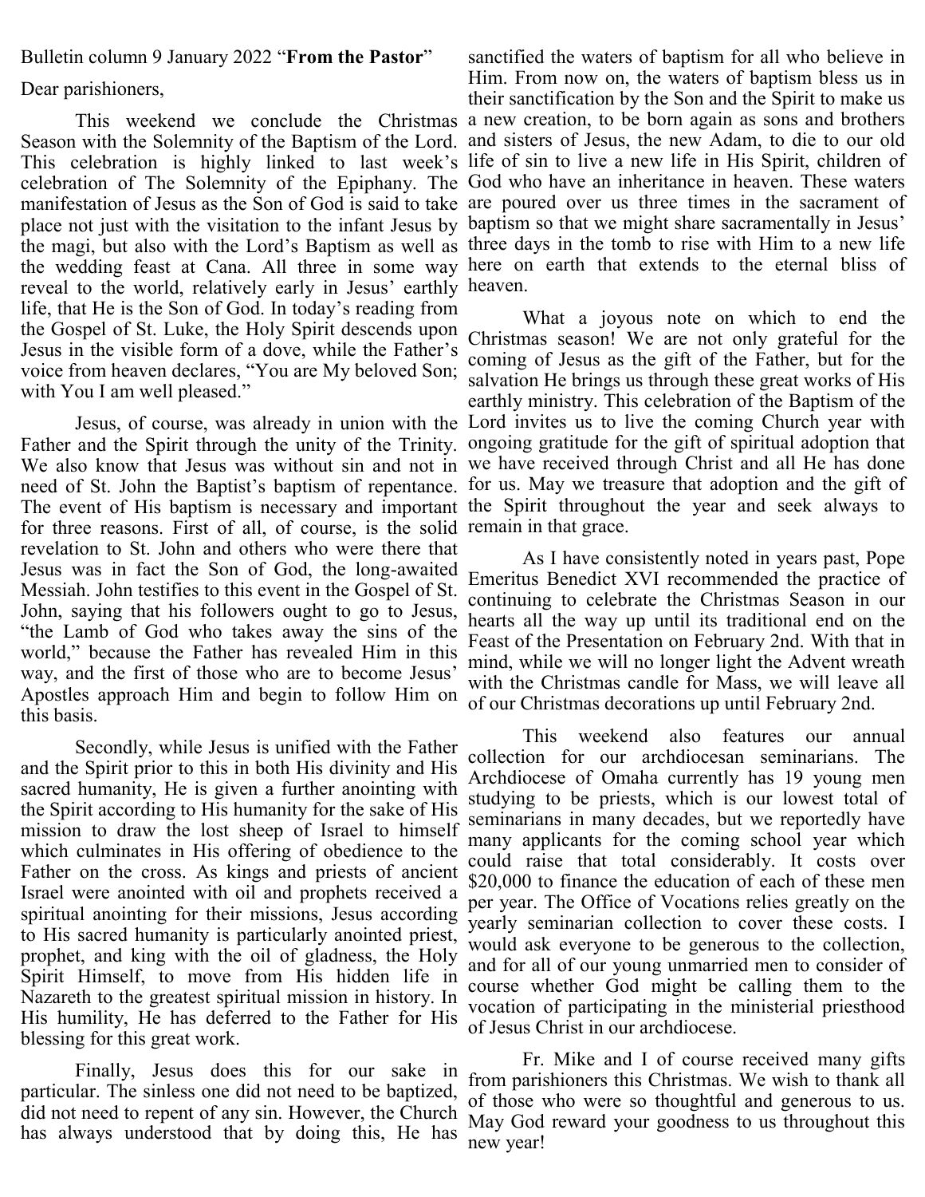Bulletin column 9 January 2022 "**From the Pastor**"

Dear parishioners,

This weekend we conclude the Christmas Season with the Solemnity of the Baptism of the Lord. This celebration is highly linked to last week's celebration of The Solemnity of the Epiphany. The manifestation of Jesus as the Son of God is said to take place not just with the visitation to the infant Jesus by the magi, but also with the Lord's Baptism as well as the wedding feast at Cana. All three in some way reveal to the world, relatively early in Jesus' earthly life, that He is the Son of God. In today's reading from the Gospel of St. Luke, the Holy Spirit descends upon Jesus in the visible form of a dove, while the Father's voice from heaven declares, "You are My beloved Son; with You I am well pleased."

Jesus, of course, was already in union with the Father and the Spirit through the unity of the Trinity. We also know that Jesus was without sin and not in need of St. John the Baptist's baptism of repentance. The event of His baptism is necessary and important for three reasons. First of all, of course, is the solid revelation to St. John and others who were there that Jesus was in fact the Son of God, the long-awaited Messiah. John testifies to this event in the Gospel of St. John, saying that his followers ought to go to Jesus, "the Lamb of God who takes away the sins of the world," because the Father has revealed Him in this way, and the first of those who are to become Jesus' Apostles approach Him and begin to follow Him on this basis.

Secondly, while Jesus is unified with the Father and the Spirit prior to this in both His divinity and His sacred humanity, He is given a further anointing with the Spirit according to His humanity for the sake of His mission to draw the lost sheep of Israel to himself which culminates in His offering of obedience to the Father on the cross. As kings and priests of ancient Israel were anointed with oil and prophets received a spiritual anointing for their missions, Jesus according to His sacred humanity is particularly anointed priest, prophet, and king with the oil of gladness, the Holy Spirit Himself, to move from His hidden life in Nazareth to the greatest spiritual mission in history. In His humility, He has deferred to the Father for His blessing for this great work.

Finally, Jesus does this for our sake in particular. The sinless one did not need to be baptized, did not need to repent of any sin. However, the Church has always understood that by doing this, He has sanctified the waters of baptism for all who believe in Him. From now on, the waters of baptism bless us in their sanctification by the Son and the Spirit to make us a new creation, to be born again as sons and brothers and sisters of Jesus, the new Adam, to die to our old life of sin to live a new life in His Spirit, children of God who have an inheritance in heaven. These waters are poured over us three times in the sacrament of baptism so that we might share sacramentally in Jesus' three days in the tomb to rise with Him to a new life here on earth that extends to the eternal bliss of heaven.

What a joyous note on which to end the Christmas season! We are not only grateful for the coming of Jesus as the gift of the Father, but for the salvation He brings us through these great works of His earthly ministry. This celebration of the Baptism of the Lord invites us to live the coming Church year with ongoing gratitude for the gift of spiritual adoption that we have received through Christ and all He has done for us. May we treasure that adoption and the gift of the Spirit throughout the year and seek always to remain in that grace.

As I have consistently noted in years past, Pope Emeritus Benedict XVI recommended the practice of continuing to celebrate the Christmas Season in our hearts all the way up until its traditional end on the Feast of the Presentation on February 2nd. With that in mind, while we will no longer light the Advent wreath with the Christmas candle for Mass, we will leave all of our Christmas decorations up until February 2nd.

This weekend also features our annual collection for our archdiocesan seminarians. The Archdiocese of Omaha currently has 19 young men studying to be priests, which is our lowest total of seminarians in many decades, but we reportedly have many applicants for the coming school year which could raise that total considerably. It costs over $20,000 to finance the education of each of these men per year. The Office of Vocations relies greatly on the yearly seminarian collection to cover these costs. I would ask everyone to be generous to the collection, and for all of our young unmarried men to consider of course whether God might be calling them to the vocation of participating in the ministerial priesthood of Jesus Christ in our archdiocese.

Fr. Mike and I of course received many gifts from parishioners this Christmas. We wish to thank all of those who were so thoughtful and generous to us. May God reward your goodness to us throughout this new year!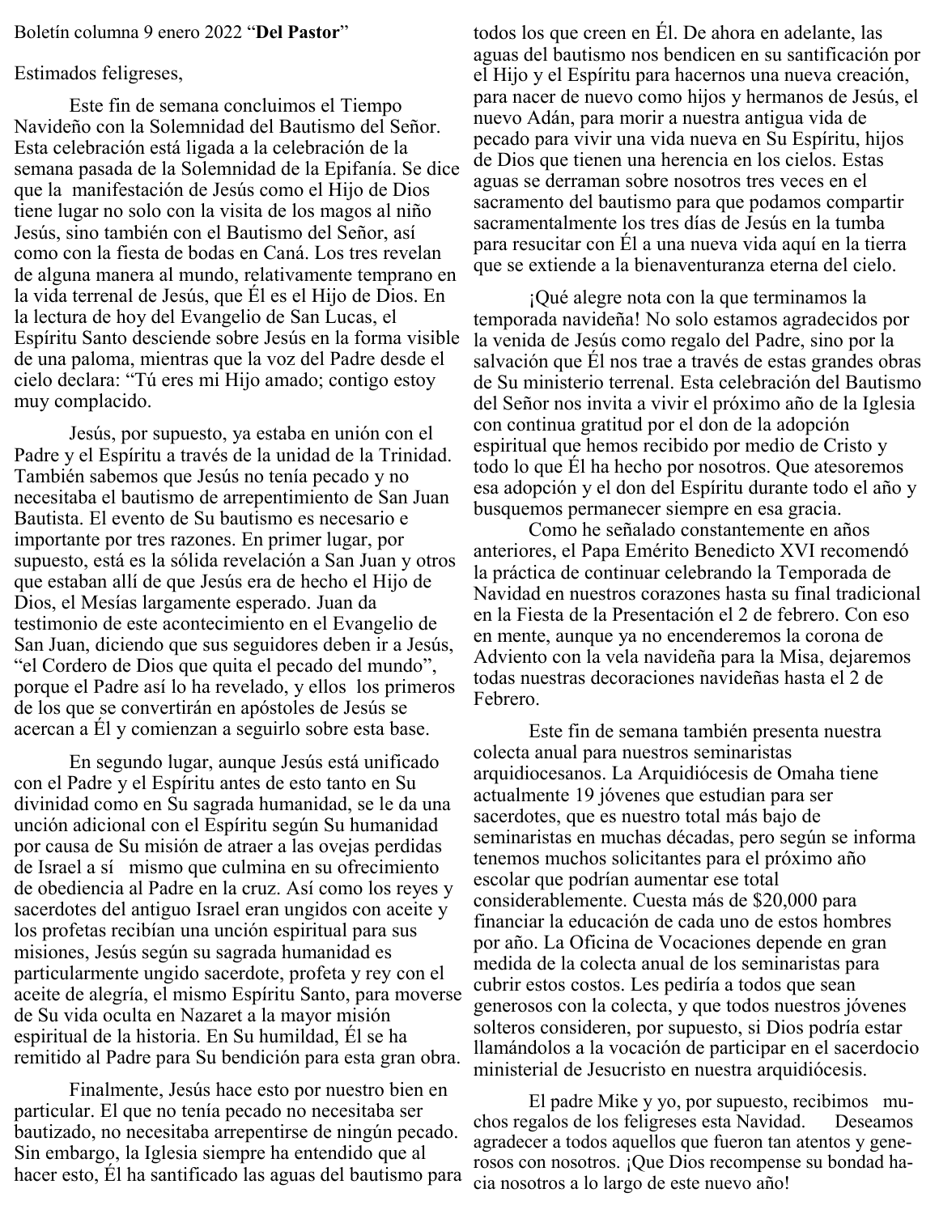Boletín columna 9 enero 2022 "**Del Pastor**"

Estimados feligreses,

Este fin de semana concluimos el Tiempo Navideño con la Solemnidad del Bautismo del Señor. Esta celebración está ligada a la celebración de la semana pasada de la Solemnidad de la Epifanía. Se dice que la manifestación de Jesús como el Hijo de Dios tiene lugar no solo con la visita de los magos al niño Jesús, sino también con el Bautismo del Señor, así como con la fiesta de bodas en Caná. Los tres revelan de alguna manera al mundo, relativamente temprano en la vida terrenal de Jesús, que Él es el Hijo de Dios. En la lectura de hoy del Evangelio de San Lucas, el Espíritu Santo desciende sobre Jesús en la forma visible de una paloma, mientras que la voz del Padre desde el cielo declara: "Tú eres mi Hijo amado; contigo estoy muy complacido.

Jesús, por supuesto, ya estaba en unión con el Padre y el Espíritu a través de la unidad de la Trinidad. También sabemos que Jesús no tenía pecado y no necesitaba el bautismo de arrepentimiento de San Juan Bautista. El evento de Su bautismo es necesario e importante por tres razones. En primer lugar, por supuesto, está es la sólida revelación a San Juan y otros que estaban allí de que Jesús era de hecho el Hijo de Dios, el Mesías largamente esperado. Juan da testimonio de este acontecimiento en el Evangelio de San Juan, diciendo que sus seguidores deben ir a Jesús, "el Cordero de Dios que quita el pecado del mundo", porque el Padre así lo ha revelado, y ellos los primeros de los que se convertirán en apóstoles de Jesús se acercan a Él y comienzan a seguirlo sobre esta base.

En segundo lugar, aunque Jesús está unificado con el Padre y el Espíritu antes de esto tanto en Su divinidad como en Su sagrada humanidad, se le da una unción adicional con el Espíritu según Su humanidad por causa de Su misión de atraer a las ovejas perdidas de Israel a sí mismo que culmina en su ofrecimiento de obediencia al Padre en la cruz. Así como los reyes y sacerdotes del antiguo Israel eran ungidos con aceite y los profetas recibían una unción espiritual para sus misiones, Jesús según su sagrada humanidad es particularmente ungido sacerdote, profeta y rey con el aceite de alegría, el mismo Espíritu Santo, para moverse de Su vida oculta en Nazaret a la mayor misión espiritual de la historia. En Su humildad, Él se ha remitido al Padre para Su bendición para esta gran obra.

Finalmente, Jesús hace esto por nuestro bien en particular. El que no tenía pecado no necesitaba ser bautizado, no necesitaba arrepentirse de ningún pecado. Sin embargo, la Iglesia siempre ha entendido que al hacer esto, Él ha santificado las aguas del bautismo para todos los que creen en Él. De ahora en adelante, las aguas del bautismo nos bendicen en su santificación por el Hijo y el Espíritu para hacernos una nueva creación, para nacer de nuevo como hijos y hermanos de Jesús, el nuevo Adán, para morir a nuestra antigua vida de pecado para vivir una vida nueva en Su Espíritu, hijos de Dios que tienen una herencia en los cielos. Estas aguas se derraman sobre nosotros tres veces en el sacramento del bautismo para que podamos compartir sacramentalmente los tres días de Jesús en la tumba para resucitar con Él a una nueva vida aquí en la tierra que se extiende a la bienaventuranza eterna del cielo.

¡Qué alegre nota con la que terminamos la temporada navideña! No solo estamos agradecidos por la venida de Jesús como regalo del Padre, sino por la salvación que Él nos trae a través de estas grandes obras de Su ministerio terrenal. Esta celebración del Bautismo del Señor nos invita a vivir el próximo año de la Iglesia con continua gratitud por el don de la adopción espiritual que hemos recibido por medio de Cristo y todo lo que Él ha hecho por nosotros. Que atesoremos esa adopción y el don del Espíritu durante todo el año y busquemos permanecer siempre en esa gracia.

Como he señalado constantemente en años anteriores, el Papa Emérito Benedicto XVI recomendó la práctica de continuar celebrando la Temporada de Navidad en nuestros corazones hasta su final tradicional en la Fiesta de la Presentación el 2 de febrero. Con eso en mente, aunque ya no encenderemos la corona de Adviento con la vela navideña para la Misa, dejaremos todas nuestras decoraciones navideñas hasta el 2 de Febrero.

Este fin de semana también presenta nuestra colecta anual para nuestros seminaristas arquidiocesanos. La Arquidiócesis de Omaha tiene actualmente 19 jóvenes que estudian para ser sacerdotes, que es nuestro total más bajo de seminaristas en muchas décadas, pero según se informa tenemos muchos solicitantes para el próximo año escolar que podrían aumentar ese total considerablemente. Cuesta más de $20,000 para financiar la educación de cada uno de estos hombres por año. La Oficina de Vocaciones depende en gran medida de la colecta anual de los seminaristas para cubrir estos costos. Les pediría a todos que sean generosos con la colecta, y que todos nuestros jóvenes solteros consideren, por supuesto, si Dios podría estar llamándolos a la vocación de participar en el sacerdocio ministerial de Jesucristo en nuestra arquidiócesis.

El padre Mike y yo, por supuesto, recibimos muchos regalos de los feligreses esta Navidad. Deseamos agradecer a todos aquellos que fueron tan atentos y generosos con nosotros. ¡Que Dios recompense su bondad hacia nosotros a lo largo de este nuevo año!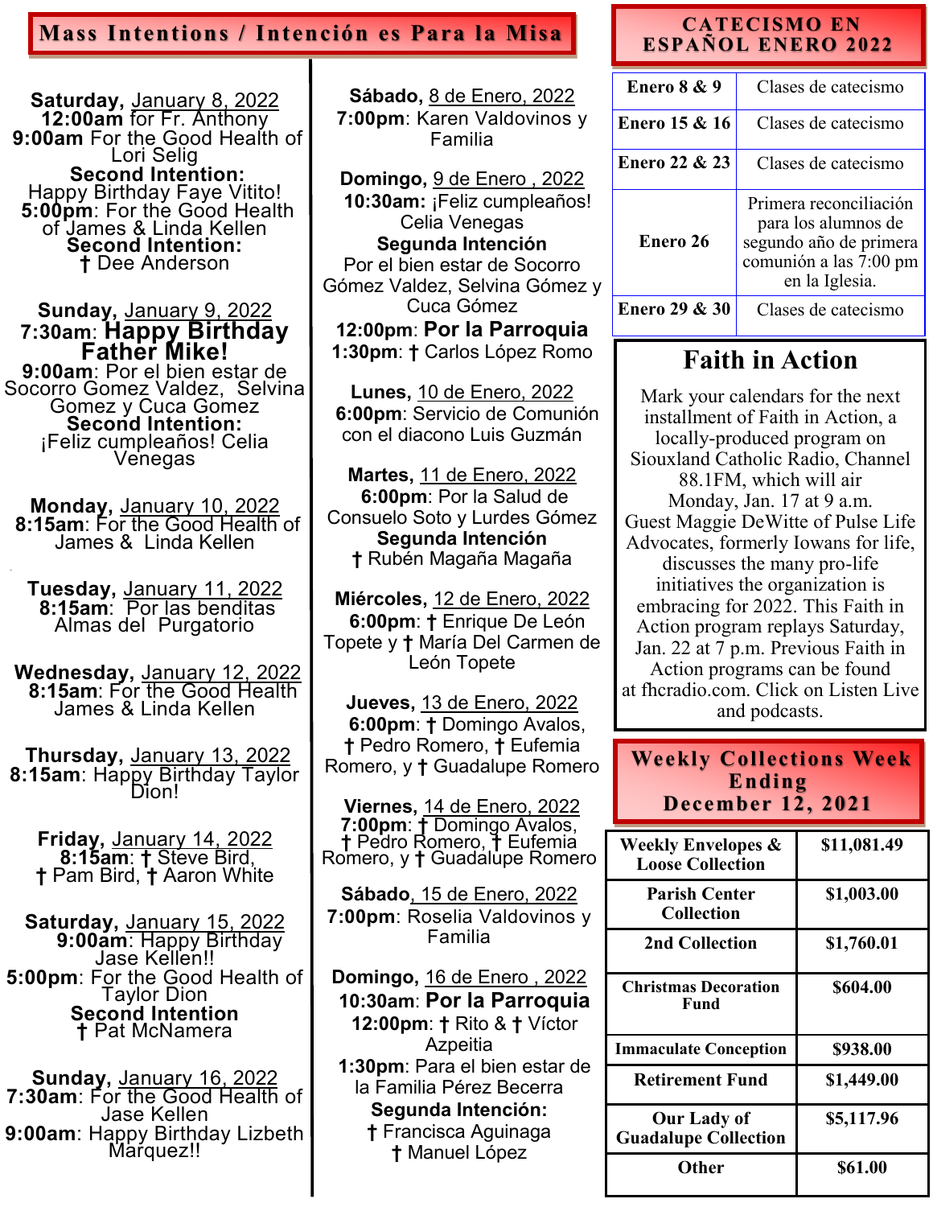## Mass Intentions / Intención es Para la Misa

**Saturday,** January 8, 2022
**12:00am** for Fr. Anthony
**9:00am** For the Good Health of Lori Selig
**Second Intention:**
Happy Birthday Faye Vitito!
**5:00pm**: For the Good Health of James & Linda Kellen
**Second Intention:**
† Dee Anderson

**Sunday,** January 9, 2022
**7:30am**: **Happy Birthday Father Mike!**
**9:00am**: Por el bien estar de Socorro Gomez Valdez, Selvina Gomez y Cuca Gomez
**Second Intention:**
¡Feliz cumpleaños! Celia Venegas

**Monday,** January 10, 2022
**8:15am**: For the Good Health of James & Linda Kellen

**Tuesday,** January 11, 2022
**8:15am**: Por las benditas Almas del Purgatorio

**Wednesday,** January 12, 2022
**8:15am**: For the Good Health James & Linda Kellen

**Thursday,** January 13, 2022
**8:15am**: Happy Birthday Taylor Dion!

**Friday,** January 14, 2022
**8:15am**: † Steve Bird, † Pam Bird, † Aaron White

**Saturday,** January 15, 2022
**9:00am**: Happy Birthday Jase Kellen!!
**5:00pm**: For the Good Health of Taylor Dion
**Second Intention**
† Pat McNamera

**Sunday,** January 16, 2022
**7:30am**: For the Good Health of Jase Kellen
**9:00am**: Happy Birthday Lizbeth Marquez!!

**Sábado,** 8 de Enero, 2022
**7:00pm**: Karen Valdovinos y Familia

**Domingo,** 9 de Enero , 2022
**10:30am:** ¡Feliz cumpleaños! Celia Venegas
**Segunda Intención**
Por el bien estar de Socorro Gómez Valdez, Selvina Gómez y Cuca Gómez
**12:00pm**: **Por la Parroquia**
**1:30pm**: † Carlos López Romo

**Lunes,** 10 de Enero, 2022
**6:00pm**: Servicio de Comunión con el diacono Luis Guzmán

**Martes,** 11 de Enero, 2022
**6:00pm**: Por la Salud de Consuelo Soto y Lurdes Gómez
**Segunda Intención**
† Rubén Magaña Magaña

**Miércoles,** 12 de Enero, 2022
**6:00pm**: † Enrique De León Topete y † María Del Carmen de León Topete

**Jueves,** 13 de Enero, 2022
**6:00pm**: † Domingo Avalos, † Pedro Romero, † Eufemia Romero, y † Guadalupe Romero

**Viernes,** 14 de Enero, 2022
**7:00pm**: † Domingo Avalos, † Pedro Romero, † Eufemia Romero, y † Guadalupe Romero

**Sábado**, 15 de Enero, 2022
**7:00pm**: Roselia Valdovinos y Familia

**Domingo,** 16 de Enero , 2022
**10:30am**: **Por la Parroquia**
**12:00pm**: † Rito & † Víctor Azpeitia
**1:30pm**: Para el bien estar de la Familia Pérez Becerra
**Segunda Intención:**
† Francisca Aguinaga
† Manuel López

## CATECISMO EN ESPAÑOL ENERO 2022

| | |
|---|---|
| **Enero 8 & 9** | Clases de catecismo |
| **Enero 15 & 16** | Clases de catecismo |
| **Enero 22 & 23** | Clases de catecismo |
| **Enero 26** | Primera reconciliación para los alumnos de segundo año de primera comunión a las 7:00 pm en la Iglesia. |
| **Enero 29 & 30** | Clases de catecismo |

## Faith in Action

Mark your calendars for the next installment of Faith in Action, a locally-produced program on Siouxland Catholic Radio, Channel 88.1FM, which will air Monday, Jan. 17 at 9 a.m. Guest Maggie DeWitte of Pulse Life Advocates, formerly Iowans for life, discusses the many pro-life initiatives the organization is embracing for 2022. This Faith in Action program replays Saturday, Jan. 22 at 7 p.m. Previous Faith in Action programs can be found at fhcradio.com. Click on Listen Live and podcasts.

## Weekly Collections Week Ending December 12, 2021

| | |
|---|---|
| **Weekly Envelopes & Loose Collection** | **$11,081.49** |
| **Parish Center Collection** | **$1,003.00** |
| **2nd Collection** | **$1,760.01** |
| **Christmas Decoration Fund** | **$604.00** |
| **Immaculate Conception** | **$938.00** |
| **Retirement Fund** | **$1,449.00** |
| **Our Lady of Guadalupe Collection** | **$5,117.96** |
| **Other** | **$61.00** |